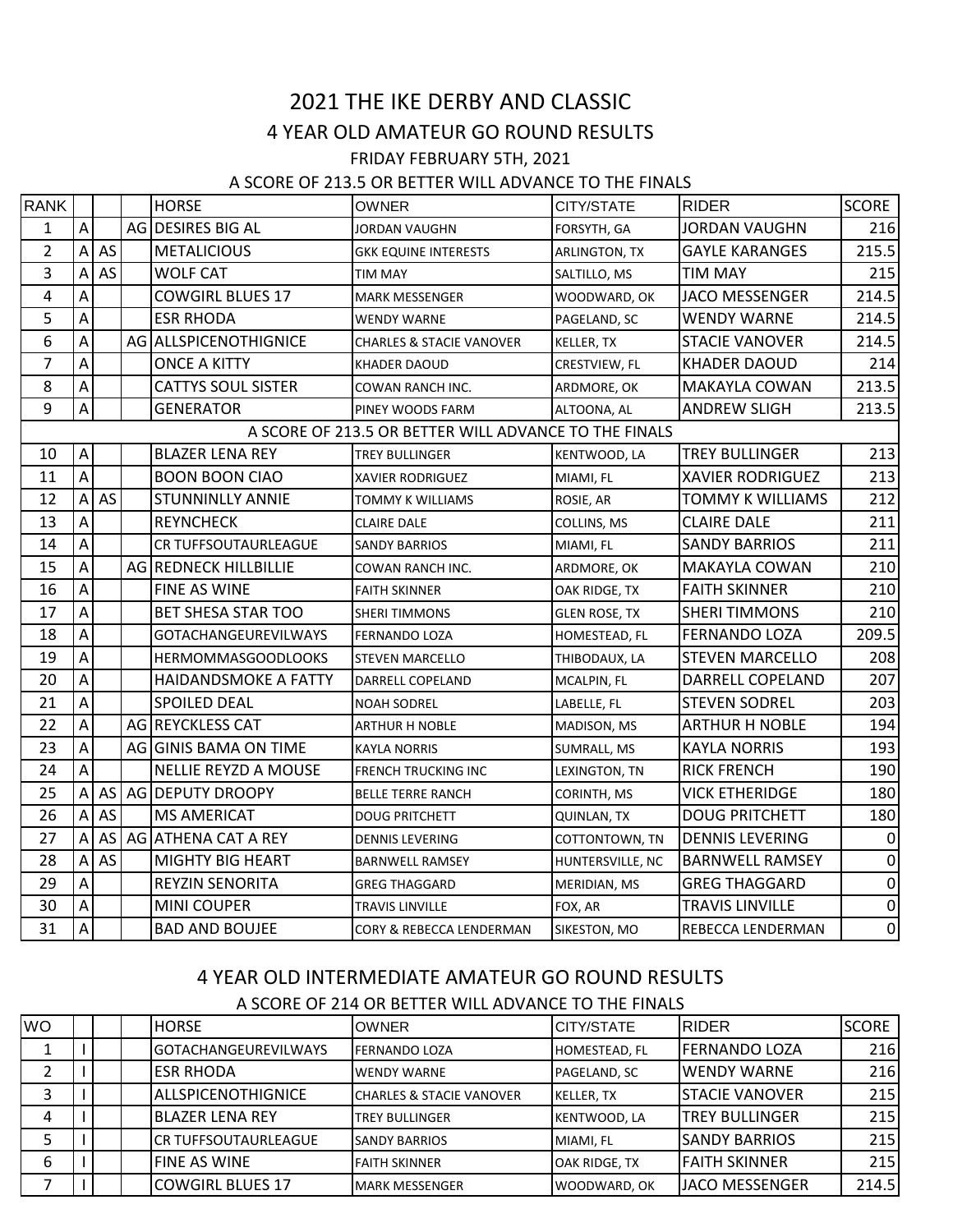# 2021 THE IKE DERBY AND CLASSIC

## 4 YEAR OLD AMATEUR GO ROUND RESULTS

FRIDAY FEBRUARY 5TH, 2021

A SCORE OF 213.5 OR BETTER WILL ADVANCE TO THE FINALS

| RANK | | | | HORSE | OWNER | CITY/STATE | RIDER | SCORE |
|---|---|---|---|---|---|---|---|---|
| 1 | A | | AG | DESIRES BIG AL | JORDAN VAUGHN | FORSYTH, GA | JORDAN VAUGHN | 216 |
| 2 | A | AS | | METALICIOUS | GKK EQUINE INTERESTS | ARLINGTON, TX | GAYLE KARANGES | 215.5 |
| 3 | A | AS | | WOLF CAT | TIM MAY | SALTILLO, MS | TIM MAY | 215 |
| 4 | A | | | COWGIRL BLUES 17 | MARK MESSENGER | WOODWARD, OK | JACO MESSENGER | 214.5 |
| 5 | A | | | ESR RHODA | WENDY WARNE | PAGELAND, SC | WENDY WARNE | 214.5 |
| 6 | A | | AG | ALLSPICENOTHIGNICE | CHARLES & STACIE VANOVER | KELLER, TX | STACIE VANOVER | 214.5 |
| 7 | A | | | ONCE A KITTY | KHADER DAOUD | CRESTVIEW, FL | KHADER DAOUD | 214 |
| 8 | A | | | CATTYS SOUL SISTER | COWAN RANCH INC. | ARDMORE, OK | MAKAYLA COWAN | 213.5 |
| 9 | A | | | GENERATOR | PINEY WOODS FARM | ALTOONA, AL | ANDREW SLIGH | 213.5 |
| A SCORE OF 213.5 OR BETTER WILL ADVANCE TO THE FINALS | | | | | | | | |
| 10 | A | | | BLAZER LENA REY | TREY BULLINGER | KENTWOOD, LA | TREY BULLINGER | 213 |
| 11 | A | | | BOON BOON CIAO | XAVIER RODRIGUEZ | MIAMI, FL | XAVIER RODRIGUEZ | 213 |
| 12 | A | AS | | STUNNINLLY ANNIE | TOMMY K WILLIAMS | ROSIE, AR | TOMMY K WILLIAMS | 212 |
| 13 | A | | | REYNCHECK | CLAIRE DALE | COLLINS, MS | CLAIRE DALE | 211 |
| 14 | A | | | CR TUFFSOUTAURLEAGUE | SANDY BARRIOS | MIAMI, FL | SANDY BARRIOS | 211 |
| 15 | A | | AG | REDNECK HILLBILLIE | COWAN RANCH INC. | ARDMORE, OK | MAKAYLA COWAN | 210 |
| 16 | A | | | FINE AS WINE | FAITH SKINNER | OAK RIDGE, TX | FAITH SKINNER | 210 |
| 17 | A | | | BET SHESA STAR TOO | SHERI TIMMONS | GLEN ROSE, TX | SHERI TIMMONS | 210 |
| 18 | A | | | GOTACHANGEUREVILWAYS | FERNANDO LOZA | HOMESTEAD, FL | FERNANDO LOZA | 209.5 |
| 19 | A | | | HERMOMMASGOODLOOKS | STEVEN MARCELLO | THIBODAUX, LA | STEVEN MARCELLO | 208 |
| 20 | A | | | HAIDANDSMOKE A FATTY | DARRELL COPELAND | MCALPIN, FL | DARRELL COPELAND | 207 |
| 21 | A | | | SPOILED DEAL | NOAH SODREL | LABELLE, FL | STEVEN SODREL | 203 |
| 22 | A | | AG | REYCKLESS CAT | ARTHUR H NOBLE | MADISON, MS | ARTHUR H NOBLE | 194 |
| 23 | A | | AG | GINIS BAMA ON TIME | KAYLA NORRIS | SUMRALL, MS | KAYLA NORRIS | 193 |
| 24 | A | | | NELLIE REYZD A MOUSE | FRENCH TRUCKING INC | LEXINGTON, TN | RICK FRENCH | 190 |
| 25 | A | AS | AG | DEPUTY DROOPY | BELLE TERRE RANCH | CORINTH, MS | VICK ETHERIDGE | 180 |
| 26 | A | AS | | MS AMERICAT | DOUG PRITCHETT | QUINLAN, TX | DOUG PRITCHETT | 180 |
| 27 | A | AS | AG | ATHENA CAT A REY | DENNIS LEVERING | COTTONTOWN, TN | DENNIS LEVERING | 0 |
| 28 | A | AS | | MIGHTY BIG HEART | BARNWELL RAMSEY | HUNTERSVILLE, NC | BARNWELL RAMSEY | 0 |
| 29 | A | | | REYZIN SENORITA | GREG THAGGARD | MERIDIAN, MS | GREG THAGGARD | 0 |
| 30 | A | | | MINI COUPER | TRAVIS LINVILLE | FOX, AR | TRAVIS LINVILLE | 0 |
| 31 | A | | | BAD AND BOUJEE | CORY & REBECCA LENDERMAN | SIKESTON, MO | REBECCA LENDERMAN | 0 |

## 4 YEAR OLD INTERMEDIATE AMATEUR GO ROUND RESULTS

A SCORE OF 214 OR BETTER WILL ADVANCE TO THE FINALS

| WO | | | | HORSE | OWNER | CITY/STATE | RIDER | SCORE |
|---|---|---|---|---|---|---|---|---|
| 1 | I | | | GOTACHANGEUREVILWAYS | FERNANDO LOZA | HOMESTEAD, FL | FERNANDO LOZA | 216 |
| 2 | I | | | ESR RHODA | WENDY WARNE | PAGELAND, SC | WENDY WARNE | 216 |
| 3 | I | | | ALLSPICENOTHIGNICE | CHARLES & STACIE VANOVER | KELLER, TX | STACIE VANOVER | 215 |
| 4 | I | | | BLAZER LENA REY | TREY BULLINGER | KENTWOOD, LA | TREY BULLINGER | 215 |
| 5 | I | | | CR TUFFSOUTAURLEAGUE | SANDY BARRIOS | MIAMI, FL | SANDY BARRIOS | 215 |
| 6 | I | | | FINE AS WINE | FAITH SKINNER | OAK RIDGE, TX | FAITH SKINNER | 215 |
| 7 | I | | | COWGIRL BLUES 17 | MARK MESSENGER | WOODWARD, OK | JACO MESSENGER | 214.5 |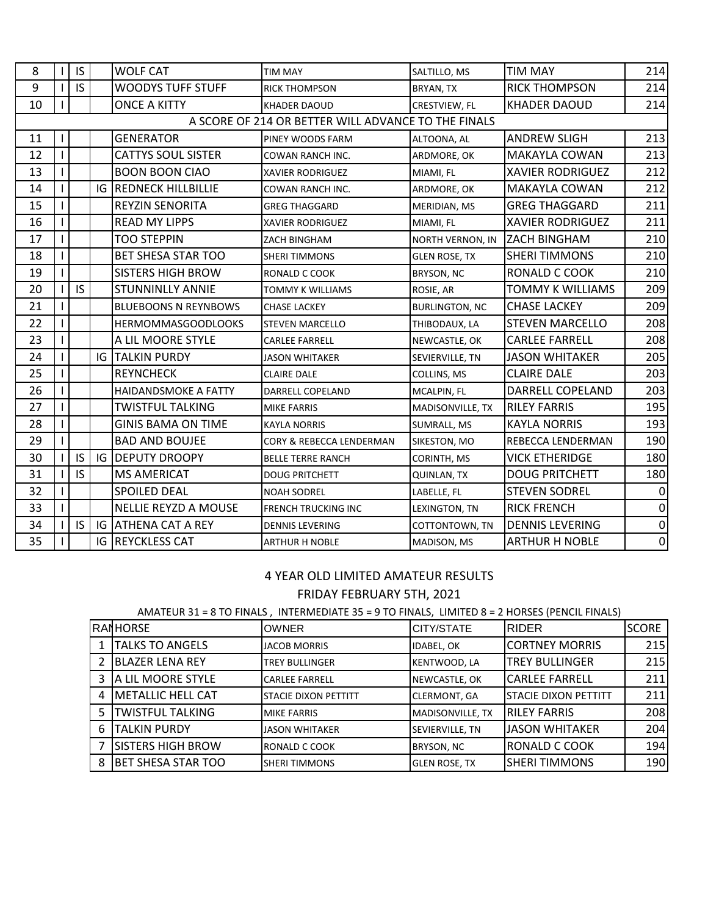| | | | | | | | | |
|---|---|---|---|---|---|---|---|---|
| 8 | I | IS | | WOLF CAT | TIM MAY | SALTILLO, MS | TIM MAY | 214 |
| 9 | I | IS | | WOODYS TUFF STUFF | RICK THOMPSON | BRYAN, TX | RICK THOMPSON | 214 |
| 10 | I | | | ONCE A KITTY | KHADER DAOUD | CRESTVIEW, FL | KHADER DAOUD | 214 |
| A SCORE OF 214 OR BETTER WILL ADVANCE TO THE FINALS | | | | | | | | |
| 11 | I | | | GENERATOR | PINEY WOODS FARM | ALTOONA, AL | ANDREW SLIGH | 213 |
| 12 | I | | | CATTYS SOUL SISTER | COWAN RANCH INC. | ARDMORE, OK | MAKAYLA COWAN | 213 |
| 13 | I | | | BOON BOON CIAO | XAVIER RODRIGUEZ | MIAMI, FL | XAVIER RODRIGUEZ | 212 |
| 14 | I | | IG | REDNECK HILLBILLIE | COWAN RANCH INC. | ARDMORE, OK | MAKAYLA COWAN | 212 |
| 15 | I | | | REYZIN SENORITA | GREG THAGGARD | MERIDIAN, MS | GREG THAGGARD | 211 |
| 16 | I | | | READ MY LIPPS | XAVIER RODRIGUEZ | MIAMI, FL | XAVIER RODRIGUEZ | 211 |
| 17 | I | | | TOO STEPPIN | ZACH BINGHAM | NORTH VERNON, IN | ZACH BINGHAM | 210 |
| 18 | I | | | BET SHESA STAR TOO | SHERI TIMMONS | GLEN ROSE, TX | SHERI TIMMONS | 210 |
| 19 | I | | | SISTERS HIGH BROW | RONALD C COOK | BRYSON, NC | RONALD C COOK | 210 |
| 20 | I | IS | | STUNNINLLY ANNIE | TOMMY K WILLIAMS | ROSIE, AR | TOMMY K WILLIAMS | 209 |
| 21 | I | | | BLUEBOONS N REYNBOWS | CHASE LACKEY | BURLINGTON, NC | CHASE LACKEY | 209 |
| 22 | I | | | HERMOMMASGOODLOOKS | STEVEN MARCELLO | THIBODAUX, LA | STEVEN MARCELLO | 208 |
| 23 | I | | | A LIL MOORE STYLE | CARLEE FARRELL | NEWCASTLE, OK | CARLEE FARRELL | 208 |
| 24 | I | | IG | TALKIN PURDY | JASON WHITAKER | SEVIERVILLE, TN | JASON WHITAKER | 205 |
| 25 | I | | | REYNCHECK | CLAIRE DALE | COLLINS, MS | CLAIRE DALE | 203 |
| 26 | I | | | HAIDANDSMOKE A FATTY | DARRELL COPELAND | MCALPIN, FL | DARRELL COPELAND | 203 |
| 27 | I | | | TWISTFUL TALKING | MIKE FARRIS | MADISONVILLE, TX | RILEY FARRIS | 195 |
| 28 | I | | | GINIS BAMA ON TIME | KAYLA NORRIS | SUMRALL, MS | KAYLA NORRIS | 193 |
| 29 | I | | | BAD AND BOUJEE | CORY & REBECCA LENDERMAN | SIKESTON, MO | REBECCA LENDERMAN | 190 |
| 30 | I | IS | IG | DEPUTY DROOPY | BELLE TERRE RANCH | CORINTH, MS | VICK ETHERIDGE | 180 |
| 31 | I | IS | | MS AMERICAT | DOUG PRITCHETT | QUINLAN, TX | DOUG PRITCHETT | 180 |
| 32 | I | | | SPOILED DEAL | NOAH SODREL | LABELLE, FL | STEVEN SODREL | 0 |
| 33 | I | | | NELLIE REYZD A MOUSE | FRENCH TRUCKING INC | LEXINGTON, TN | RICK FRENCH | 0 |
| 34 | I | IS | IG | ATHENA CAT A REY | DENNIS LEVERING | COTTONTOWN, TN | DENNIS LEVERING | 0 |
| 35 | I | | IG | REYCKLESS CAT | ARTHUR H NOBLE | MADISON, MS | ARTHUR H NOBLE | 0 |

## 4 YEAR OLD LIMITED AMATEUR RESULTS

FRIDAY FEBRUARY 5TH, 2021

AMATEUR 31 = 8 TO FINALS , INTERMEDIATE 35 = 9 TO FINALS, LIMITED 8 = 2 HORSES (PENCIL FINALS)

| RAN | HORSE | OWNER | CITY/STATE | RIDER | SCORE |
|---|---|---|---|---|---|
| 1 | TALKS TO ANGELS | JACOB MORRIS | IDABEL, OK | CORTNEY MORRIS | 215 |
| 2 | BLAZER LENA REY | TREY BULLINGER | KENTWOOD, LA | TREY BULLINGER | 215 |
| 3 | A LIL MOORE STYLE | CARLEE FARRELL | NEWCASTLE, OK | CARLEE FARRELL | 211 |
| 4 | METALLIC HELL CAT | STACIE DIXON PETTITT | CLERMONT, GA | STACIE DIXON PETTITT | 211 |
| 5 | TWISTFUL TALKING | MIKE FARRIS | MADISONVILLE, TX | RILEY FARRIS | 208 |
| 6 | TALKIN PURDY | JASON WHITAKER | SEVIERVILLE, TN | JASON WHITAKER | 204 |
| 7 | SISTERS HIGH BROW | RONALD C COOK | BRYSON, NC | RONALD C COOK | 194 |
| 8 | BET SHESA STAR TOO | SHERI TIMMONS | GLEN ROSE, TX | SHERI TIMMONS | 190 |